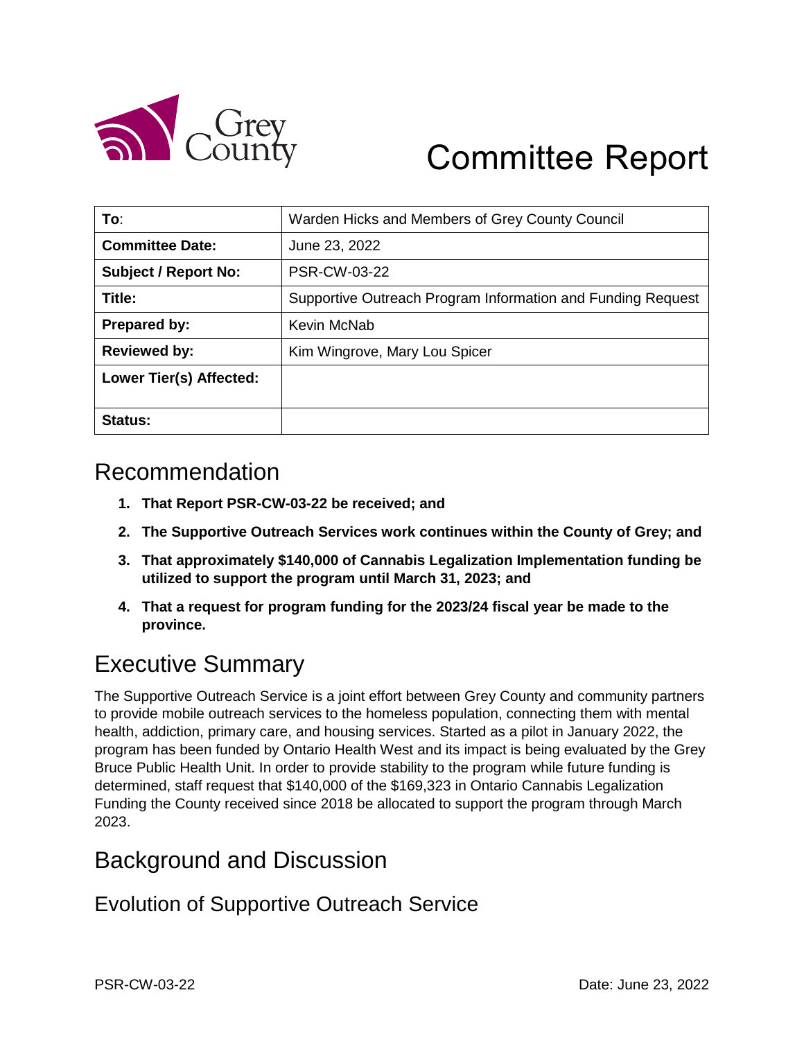# Committee Report

| To: | Warden Hicks and Members of Grey County Council |
|---|---|
| **Committee Date:** | June 23, 2022 |
| **Subject / Report No:** | PSR-CW-03-22 |
| **Title:** | Supportive Outreach Program Information and Funding Request |
| **Prepared by:** | Kevin McNab |
| **Reviewed by:** | Kim Wingrove, Mary Lou Spicer |
| **Lower Tier(s) Affected:** | |
| **Status:** | |

## Recommendation

1. **That Report PSR-CW-03-22 be received; and**
2. **The Supportive Outreach Services work continues within the County of Grey; and**
3. **That approximately $140,000 of Cannabis Legalization Implementation funding be utilized to support the program until March 31, 2023; and**
4. **That a request for program funding for the 2023/24 fiscal year be made to the province.**

## Executive Summary

The Supportive Outreach Service is a joint effort between Grey County and community partners to provide mobile outreach services to the homeless population, connecting them with mental health, addiction, primary care, and housing services. Started as a pilot in January 2022, the program has been funded by Ontario Health West and its impact is being evaluated by the Grey Bruce Public Health Unit. In order to provide stability to the program while future funding is determined, staff request that $140,000 of the $169,323 in Ontario Cannabis Legalization Funding the County received since 2018 be allocated to support the program through March 2023.

## Background and Discussion

### Evolution of Supportive Outreach Service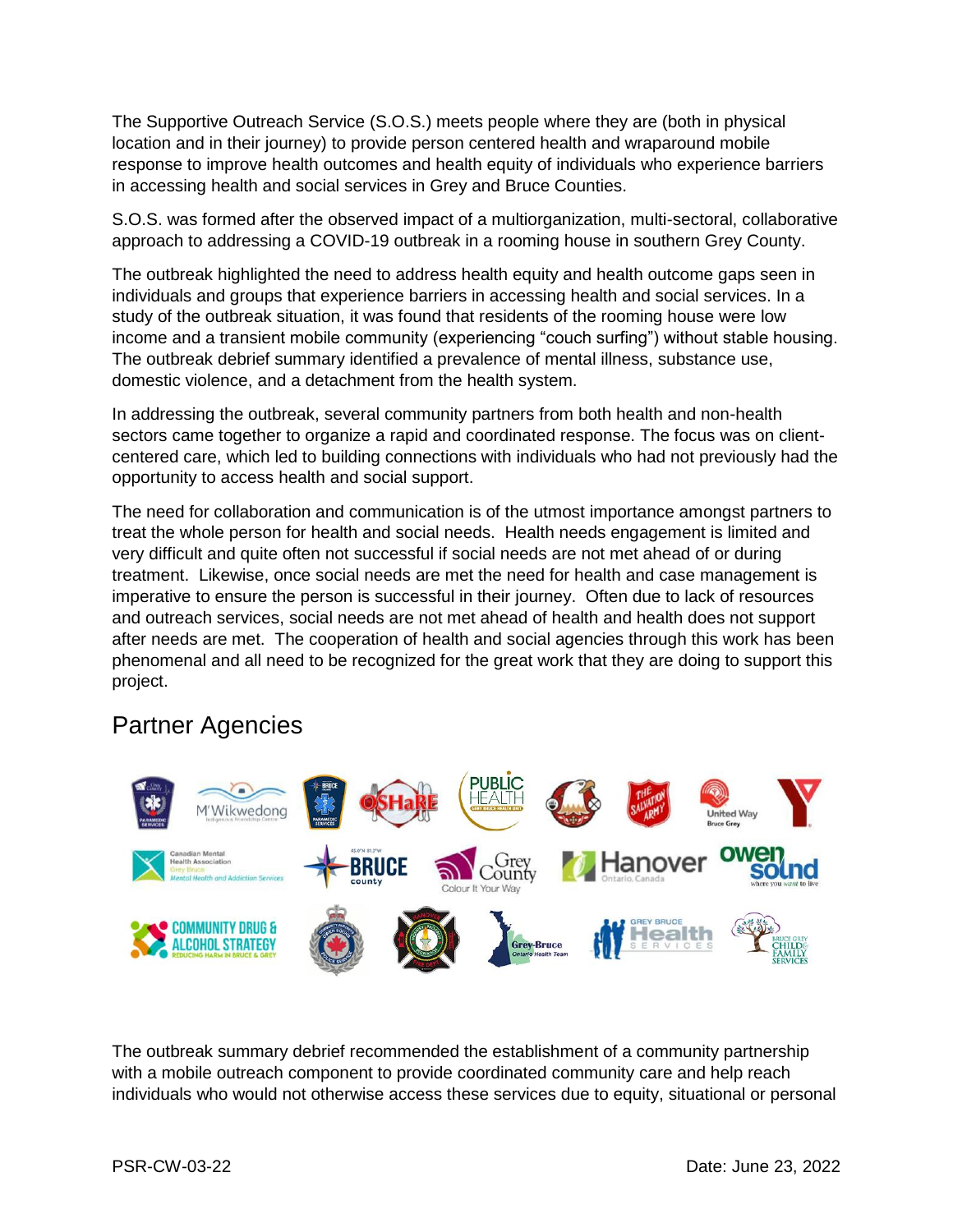The Supportive Outreach Service (S.O.S.) meets people where they are (both in physical location and in their journey) to provide person centered health and wraparound mobile response to improve health outcomes and health equity of individuals who experience barriers in accessing health and social services in Grey and Bruce Counties.

S.O.S. was formed after the observed impact of a multiorganization, multi-sectoral, collaborative approach to addressing a COVID-19 outbreak in a rooming house in southern Grey County.

The outbreak highlighted the need to address health equity and health outcome gaps seen in individuals and groups that experience barriers in accessing health and social services. In a study of the outbreak situation, it was found that residents of the rooming house were low income and a transient mobile community (experiencing "couch surfing") without stable housing. The outbreak debrief summary identified a prevalence of mental illness, substance use, domestic violence, and a detachment from the health system.

In addressing the outbreak, several community partners from both health and non-health sectors came together to organize a rapid and coordinated response. The focus was on client-centered care, which led to building connections with individuals who had not previously had the opportunity to access health and social support.

The need for collaboration and communication is of the utmost importance amongst partners to treat the whole person for health and social needs. Health needs engagement is limited and very difficult and quite often not successful if social needs are not met ahead of or during treatment. Likewise, once social needs are met the need for health and case management is imperative to ensure the person is successful in their journey. Often due to lack of resources and outreach services, social needs are not met ahead of health and health does not support after needs are met. The cooperation of health and social agencies through this work has been phenomenal and all need to be recognized for the great work that they are doing to support this project.

## Partner Agencies

The outbreak summary debrief recommended the establishment of a community partnership with a mobile outreach component to provide coordinated community care and help reach individuals who would not otherwise access these services due to equity, situational or personal

PSR-CW-03-22 Date: June 23, 2022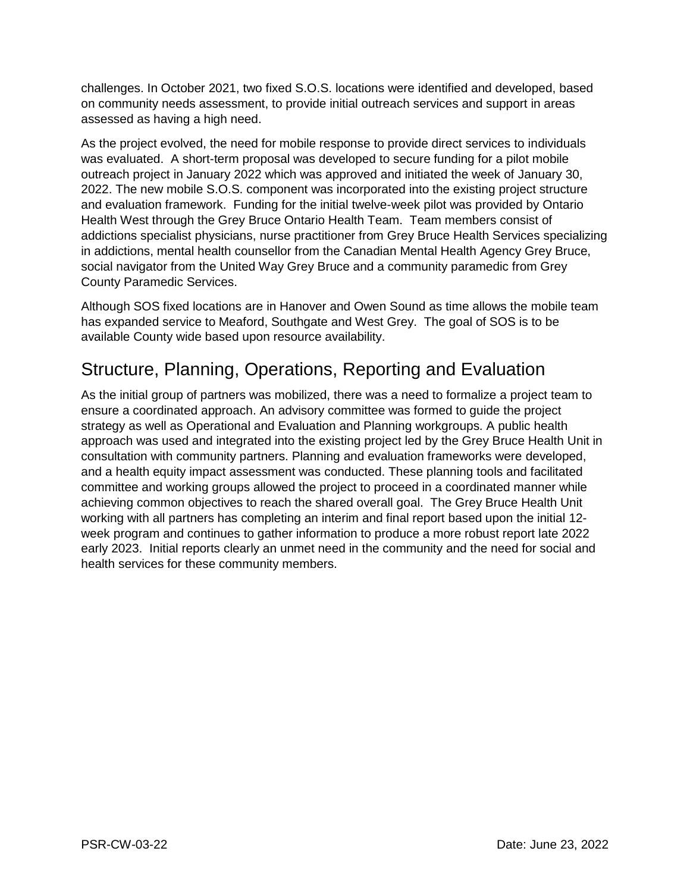challenges. In October 2021, two fixed S.O.S. locations were identified and developed, based on community needs assessment, to provide initial outreach services and support in areas assessed as having a high need.

As the project evolved, the need for mobile response to provide direct services to individuals was evaluated. A short-term proposal was developed to secure funding for a pilot mobile outreach project in January 2022 which was approved and initiated the week of January 30, 2022. The new mobile S.O.S. component was incorporated into the existing project structure and evaluation framework. Funding for the initial twelve-week pilot was provided by Ontario Health West through the Grey Bruce Ontario Health Team. Team members consist of addictions specialist physicians, nurse practitioner from Grey Bruce Health Services specializing in addictions, mental health counsellor from the Canadian Mental Health Agency Grey Bruce, social navigator from the United Way Grey Bruce and a community paramedic from Grey County Paramedic Services.

Although SOS fixed locations are in Hanover and Owen Sound as time allows the mobile team has expanded service to Meaford, Southgate and West Grey. The goal of SOS is to be available County wide based upon resource availability.

## Structure, Planning, Operations, Reporting and Evaluation

As the initial group of partners was mobilized, there was a need to formalize a project team to ensure a coordinated approach. An advisory committee was formed to guide the project strategy as well as Operational and Evaluation and Planning workgroups. A public health approach was used and integrated into the existing project led by the Grey Bruce Health Unit in consultation with community partners. Planning and evaluation frameworks were developed, and a health equity impact assessment was conducted. These planning tools and facilitated committee and working groups allowed the project to proceed in a coordinated manner while achieving common objectives to reach the shared overall goal. The Grey Bruce Health Unit working with all partners has completing an interim and final report based upon the initial 12-week program and continues to gather information to produce a more robust report late 2022 early 2023. Initial reports clearly an unmet need in the community and the need for social and health services for these community members.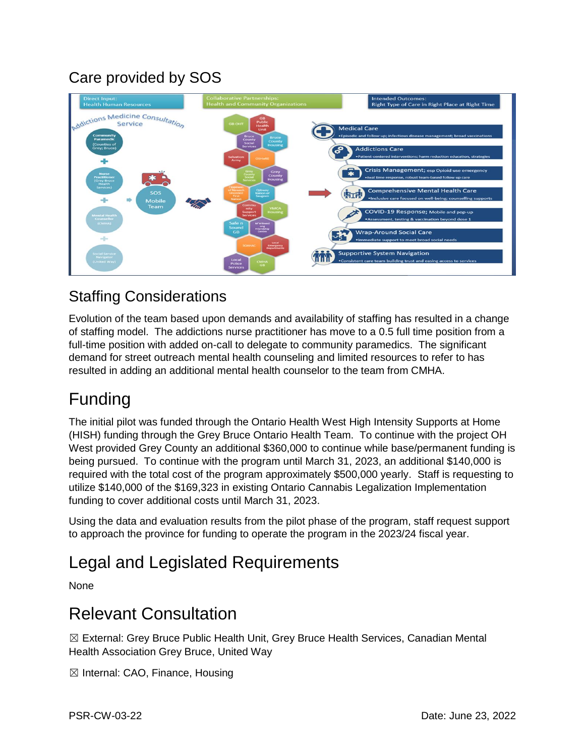## Care provided by SOS

## Staffing Considerations

Evolution of the team based upon demands and availability of staffing has resulted in a change of staffing model. The addictions nurse practitioner has move to a 0.5 full time position from a full-time position with added on-call to delegate to community paramedics. The significant demand for street outreach mental health counseling and limited resources to refer to has resulted in adding an additional mental health counselor to the team from CMHA.

# Funding

The initial pilot was funded through the Ontario Health West High Intensity Supports at Home (HISH) funding through the Grey Bruce Ontario Health Team. To continue with the project OH West provided Grey County an additional $360,000 to continue while base/permanent funding is being pursued. To continue with the program until March 31, 2023, an additional $140,000 is required with the total cost of the program approximately $500,000 yearly. Staff is requesting to utilize $140,000 of the $169,323 in existing Ontario Cannabis Legalization Implementation funding to cover additional costs until March 31, 2023.

Using the data and evaluation results from the pilot phase of the program, staff request support to approach the province for funding to operate the program in the 2023/24 fiscal year.

## Legal and Legislated Requirements

None

## Relevant Consultation

☒ External: Grey Bruce Public Health Unit, Grey Bruce Health Services, Canadian Mental Health Association Grey Bruce, United Way

☒ Internal: CAO, Finance, Housing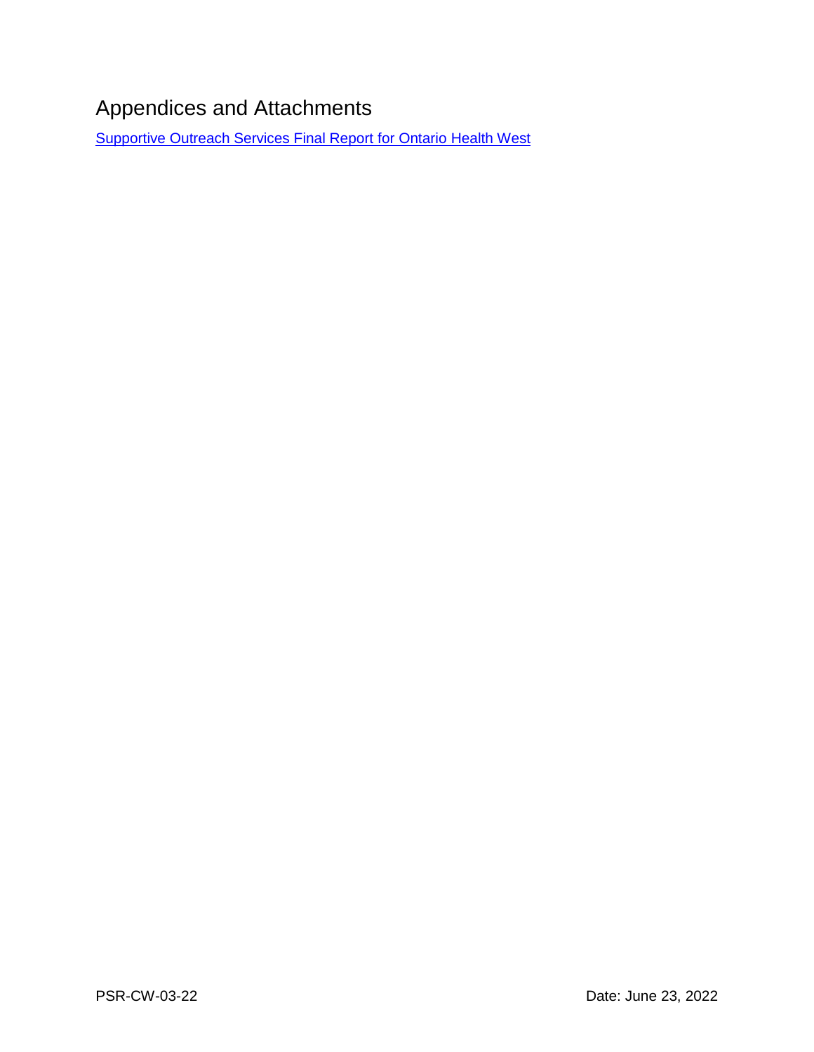## Appendices and Attachments

[Supportive Outreach Services Final Report for Ontario Health West]